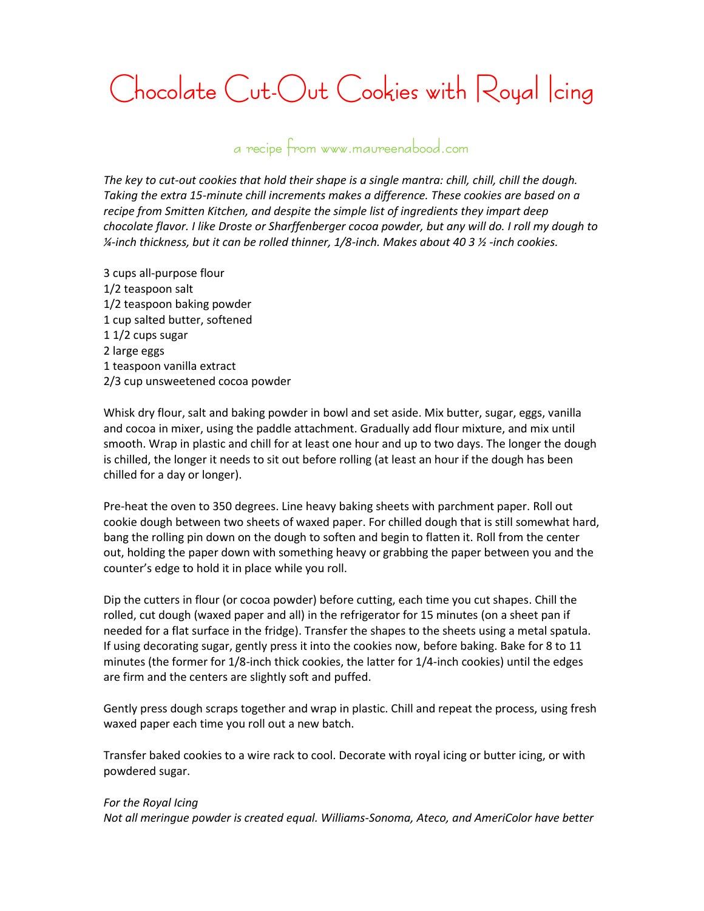# Chocolate Cut-Out Cookies with Royal Icing

a recipe from www.maureenabood.com

*The key to cut-out cookies that hold their shape is a single mantra: chill, chill, chill the dough. Taking the extra 15-minute chill increments makes a difference. These cookies are based on a recipe from Smitten Kitchen, and despite the simple list of ingredients they impart deep chocolate flavor. I like Droste or Sharffenberger cocoa powder, but any will do. I roll my dough to ¼-inch thickness, but it can be rolled thinner, 1/8-inch. Makes about 40 3 ½ -inch cookies.*

3 cups all-purpose flour
1/2 teaspoon salt
1/2 teaspoon baking powder
1 cup salted butter, softened
1 1/2 cups sugar
2 large eggs
1 teaspoon vanilla extract
2/3 cup unsweetened cocoa powder

Whisk dry flour, salt and baking powder in bowl and set aside. Mix butter, sugar, eggs, vanilla and cocoa in mixer, using the paddle attachment. Gradually add flour mixture, and mix until smooth. Wrap in plastic and chill for at least one hour and up to two days. The longer the dough is chilled, the longer it needs to sit out before rolling (at least an hour if the dough has been chilled for a day or longer).

Pre-heat the oven to 350 degrees. Line heavy baking sheets with parchment paper. Roll out cookie dough between two sheets of waxed paper. For chilled dough that is still somewhat hard, bang the rolling pin down on the dough to soften and begin to flatten it. Roll from the center out, holding the paper down with something heavy or grabbing the paper between you and the counter's edge to hold it in place while you roll.

Dip the cutters in flour (or cocoa powder) before cutting, each time you cut shapes. Chill the rolled, cut dough (waxed paper and all) in the refrigerator for 15 minutes (on a sheet pan if needed for a flat surface in the fridge). Transfer the shapes to the sheets using a metal spatula. If using decorating sugar, gently press it into the cookies now, before baking. Bake for 8 to 11 minutes (the former for 1/8-inch thick cookies, the latter for 1/4-inch cookies) until the edges are firm and the centers are slightly soft and puffed.

Gently press dough scraps together and wrap in plastic. Chill and repeat the process, using fresh waxed paper each time you roll out a new batch.

Transfer baked cookies to a wire rack to cool. Decorate with royal icing or butter icing, or with powdered sugar.

*For the Royal Icing*
*Not all meringue powder is created equal. Williams-Sonoma, Ateco, and AmeriColor have better*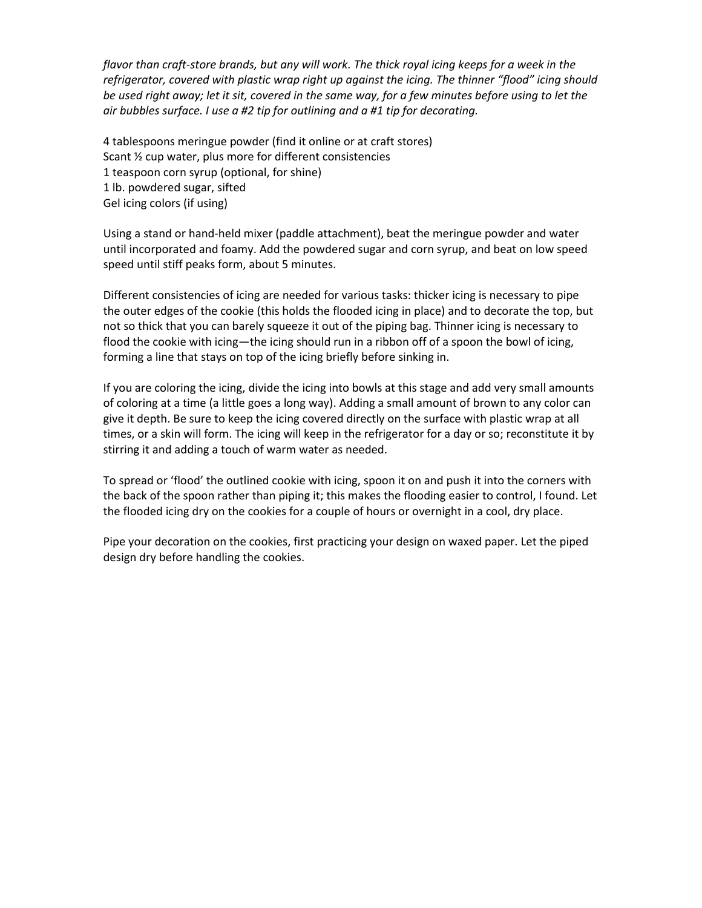*flavor than craft-store brands, but any will work. The thick royal icing keeps for a week in the refrigerator, covered with plastic wrap right up against the icing. The thinner "flood" icing should be used right away; let it sit, covered in the same way, for a few minutes before using to let the air bubbles surface. I use a #2 tip for outlining and a #1 tip for decorating.*

4 tablespoons meringue powder (find it online or at craft stores)
Scant ½ cup water, plus more for different consistencies
1 teaspoon corn syrup (optional, for shine)
1 lb. powdered sugar, sifted
Gel icing colors (if using)

Using a stand or hand-held mixer (paddle attachment), beat the meringue powder and water until incorporated and foamy. Add the powdered sugar and corn syrup, and beat on low speed speed until stiff peaks form, about 5 minutes.

Different consistencies of icing are needed for various tasks: thicker icing is necessary to pipe the outer edges of the cookie (this holds the flooded icing in place) and to decorate the top, but not so thick that you can barely squeeze it out of the piping bag. Thinner icing is necessary to flood the cookie with icing—the icing should run in a ribbon off of a spoon the bowl of icing, forming a line that stays on top of the icing briefly before sinking in.

If you are coloring the icing, divide the icing into bowls at this stage and add very small amounts of coloring at a time (a little goes a long way). Adding a small amount of brown to any color can give it depth. Be sure to keep the icing covered directly on the surface with plastic wrap at all times, or a skin will form. The icing will keep in the refrigerator for a day or so; reconstitute it by stirring it and adding a touch of warm water as needed.

To spread or 'flood' the outlined cookie with icing, spoon it on and push it into the corners with the back of the spoon rather than piping it; this makes the flooding easier to control, I found. Let the flooded icing dry on the cookies for a couple of hours or overnight in a cool, dry place.

Pipe your decoration on the cookies, first practicing your design on waxed paper. Let the piped design dry before handling the cookies.